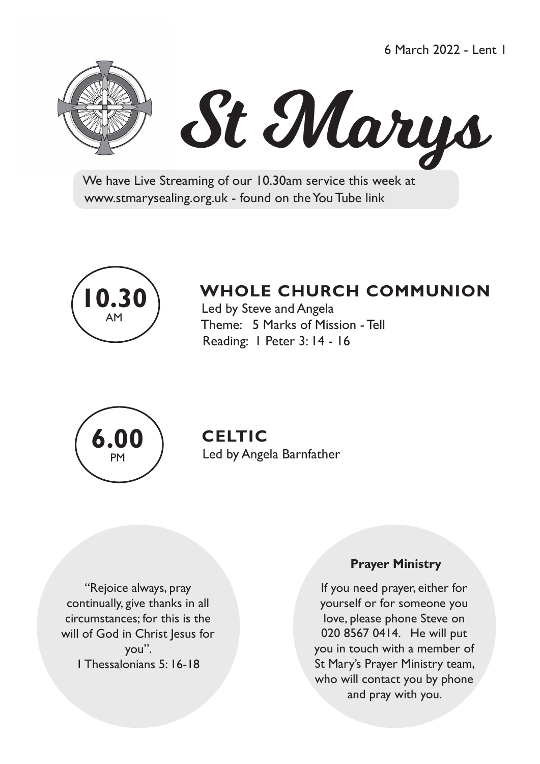6 March 2022 - Lent 1

# St Marys

We have Live Streaming of our 10.30am service this week at www.stmarysealing.org.uk - found on the You Tube link

**10.30** AM

## WHOLE CHURCH COMMUNION

Led by Steve and Angela
Theme: 5 Marks of Mission - Tell
Reading: 1 Peter 3: 14 - 16

**6.00** PM

## CELTIC

Led by Angela Barnfather

"Rejoice always, pray continually, give thanks in all circumstances; for this is the will of God in Christ Jesus for you".
1 Thessalonians 5: 16-18

**Prayer Ministry**

If you need prayer, either for yourself or for someone you love, please phone Steve on 020 8567 0414. He will put you in touch with a member of St Mary's Prayer Ministry team, who will contact you by phone and pray with you.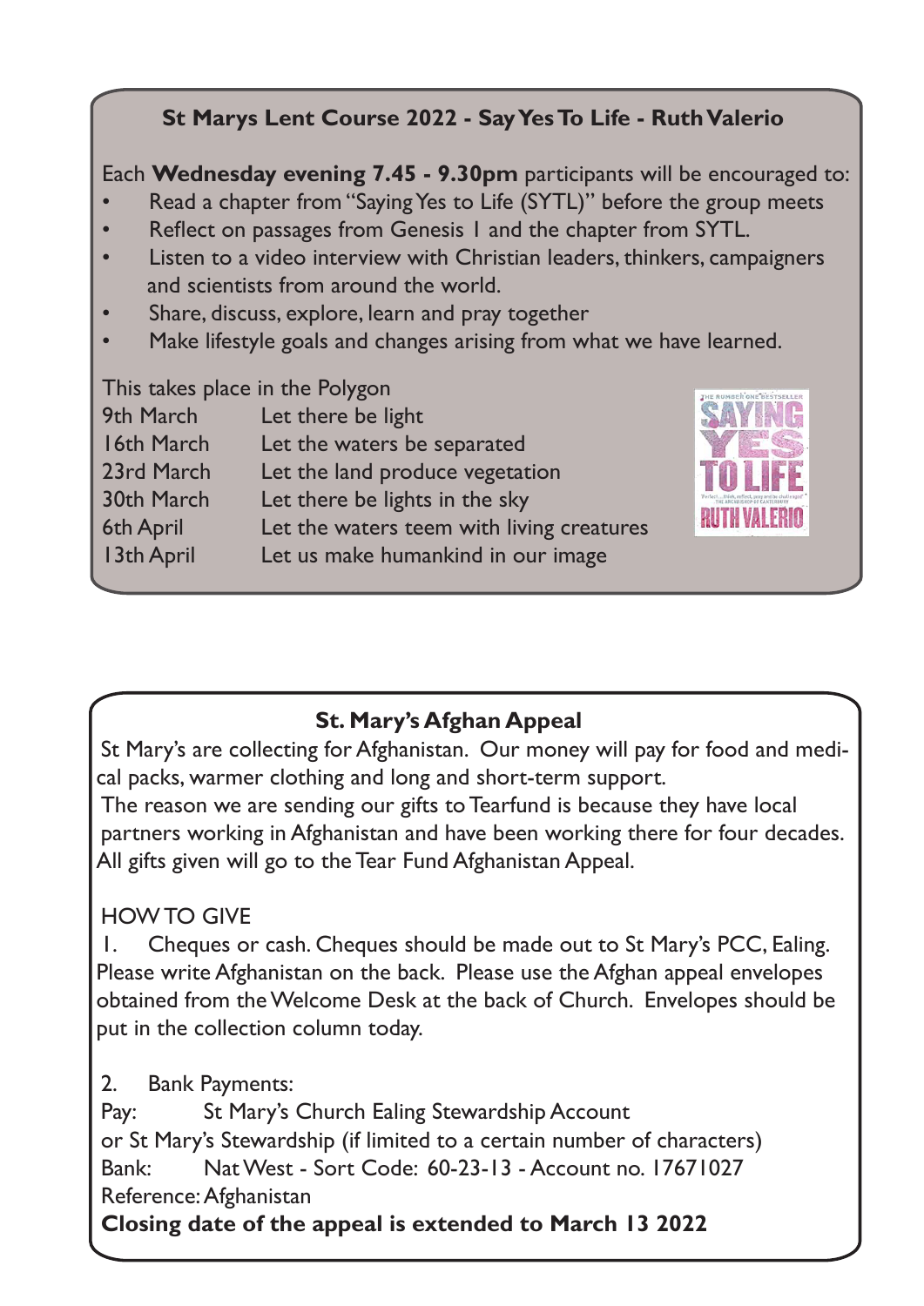## St Marys Lent Course 2022 - Say Yes To Life - Ruth Valerio

Each **Wednesday evening 7.45 - 9.30pm** participants will be encouraged to:

- Read a chapter from "Saying Yes to Life (SYTL)" before the group meets
- Reflect on passages from Genesis 1 and the chapter from SYTL.
- Listen to a video interview with Christian leaders, thinkers, campaigners and scientists from around the world.
- Share, discuss, explore, learn and pray together
- Make lifestyle goals and changes arising from what we have learned.

This takes place in the Polygon

| | |
|---|---|
| 9th March | Let there be light |
| 16th March | Let the waters be separated |
| 23rd March | Let the land produce vegetation |
| 30th March | Let there be lights in the sky |
| 6th April | Let the waters teem with living creatures |
| 13th April | Let us make humankind in our image |

## St. Mary's Afghan Appeal

St Mary's are collecting for Afghanistan. Our money will pay for food and medical packs, warmer clothing and long and short-term support.

The reason we are sending our gifts to Tearfund is because they have local partners working in Afghanistan and have been working there for four decades. All gifts given will go to the Tear Fund Afghanistan Appeal.

HOW TO GIVE

1. Cheques or cash. Cheques should be made out to St Mary's PCC, Ealing. Please write Afghanistan on the back. Please use the Afghan appeal envelopes obtained from the Welcome Desk at the back of Church. Envelopes should be put in the collection column today.

2. Bank Payments:

Pay: St Mary's Church Ealing Stewardship Account
or St Mary's Stewardship (if limited to a certain number of characters)
Bank: Nat West - Sort Code: 60-23-13 - Account no. 17671027
Reference: Afghanistan

**Closing date of the appeal is extended to March 13 2022**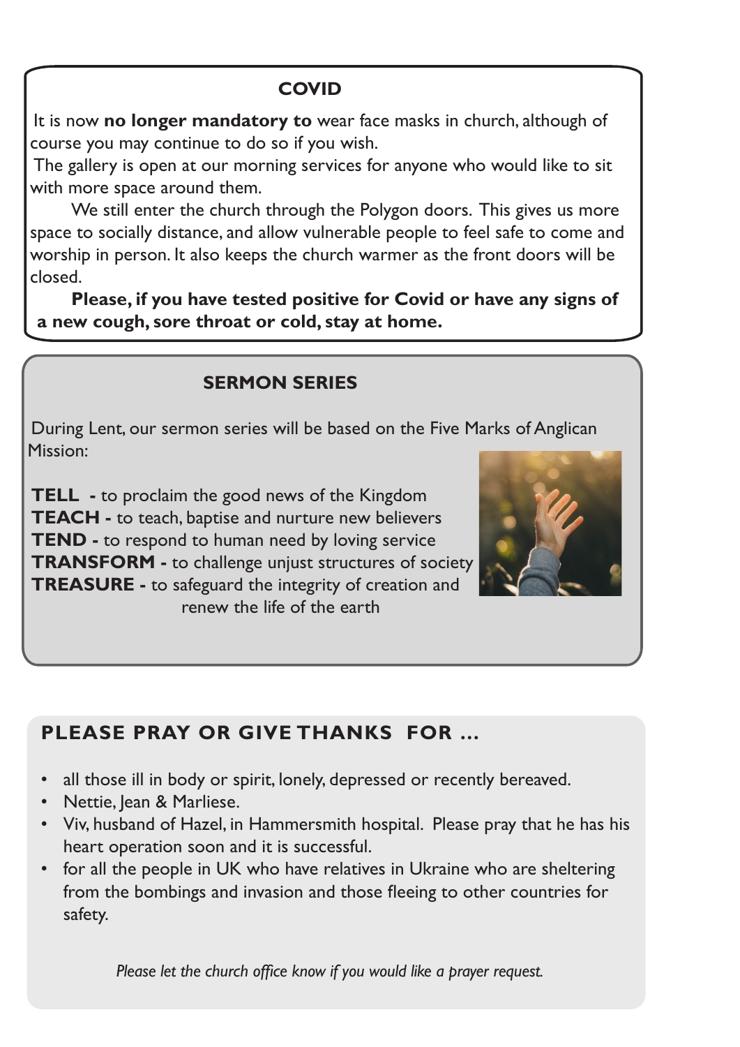## COVID

It is now **no longer mandatory to** wear face masks in church, although of course you may continue to do so if you wish.

The gallery is open at our morning services for anyone who would like to sit with more space around them.

We still enter the church through the Polygon doors. This gives us more space to socially distance, and allow vulnerable people to feel safe to come and worship in person. It also keeps the church warmer as the front doors will be closed.

**Please, if you have tested positive for Covid or have any signs of a new cough, sore throat or cold, stay at home.**

## SERMON SERIES

During Lent, our sermon series will be based on the Five Marks of Anglican Mission:

**TELL -** to proclaim the good news of the Kingdom
**TEACH -** to teach, baptise and nurture new believers
**TEND -** to respond to human need by loving service
**TRANSFORM -** to challenge unjust structures of society
**TREASURE -** to safeguard the integrity of creation and renew the life of the earth

## PLEASE PRAY OR GIVE THANKS FOR ...

- all those ill in body or spirit, lonely, depressed or recently bereaved.
- Nettie, Jean & Marliese.
- Viv, husband of Hazel, in Hammersmith hospital. Please pray that he has his heart operation soon and it is successful.
- for all the people in UK who have relatives in Ukraine who are sheltering from the bombings and invasion and those fleeing to other countries for safety.

*Please let the church office know if you would like a prayer request.*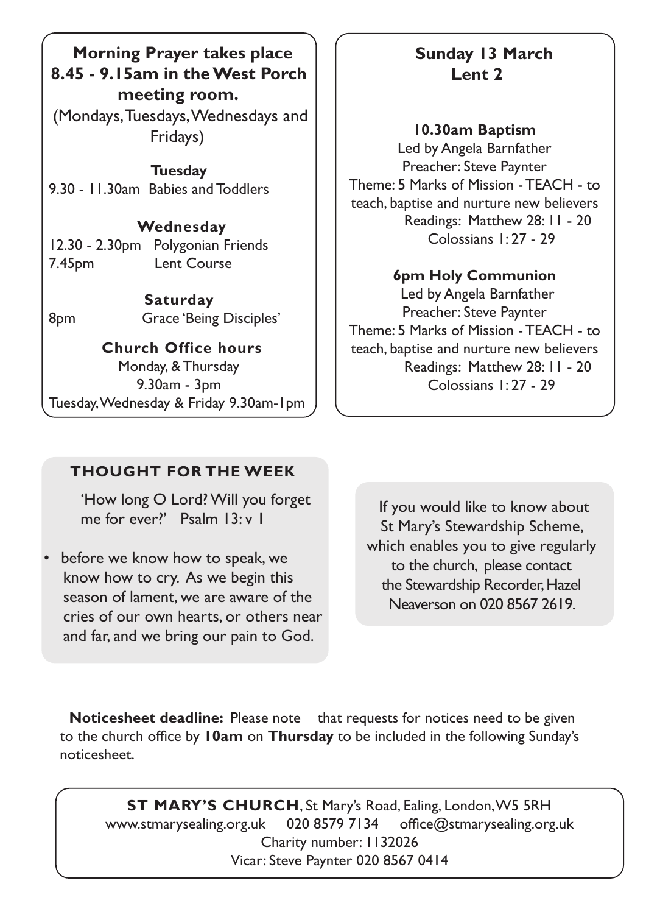**Morning Prayer takes place 8.45 - 9.15am in the West Porch meeting room.**

(Mondays, Tuesdays, Wednesdays and Fridays)

**Tuesday**

9.30 - 11.30am Babies and Toddlers

**Wednesday**

12.30 - 2.30pm Polygonian Friends

7.45pm Lent Course

**Saturday**

8pm Grace 'Being Disciples'

**Church Office hours**

Monday, & Thursday

9.30am - 3pm

Tuesday, Wednesday & Friday 9.30am-1pm

## Sunday 13 March
## Lent 2

**10.30am Baptism**

Led by Angela Barnfather

Preacher: Steve Paynter

Theme: 5 Marks of Mission - TEACH - to teach, baptise and nurture new believers

Readings: Matthew 28: 11 - 20

Colossians 1: 27 - 29

**6pm Holy Communion**

Led by Angela Barnfather

Preacher: Steve Paynter

Theme: 5 Marks of Mission - TEACH - to teach, baptise and nurture new believers

Readings: Matthew 28: 11 - 20

Colossians 1: 27 - 29

### THOUGHT FOR THE WEEK

'How long O Lord? Will you forget me for ever?' Psalm 13: v 1

- before we know how to speak, we know how to cry. As we begin this season of lament, we are aware of the cries of our own hearts, or others near and far, and we bring our pain to God.

If you would like to know about St Mary's Stewardship Scheme, which enables you to give regularly to the church, please contact the Stewardship Recorder, Hazel Neaverson on 020 8567 2619.

**Noticesheet deadline:** Please note that requests for notices need to be given to the church office by **10am** on **Thursday** to be included in the following Sunday's noticesheet.

**ST MARY'S CHURCH**, St Mary's Road, Ealing, London, W5 5RH

www.stmarysealing.org.uk 020 8579 7134 office@stmarysealing.org.uk

Charity number: 1132026

Vicar: Steve Paynter 020 8567 0414